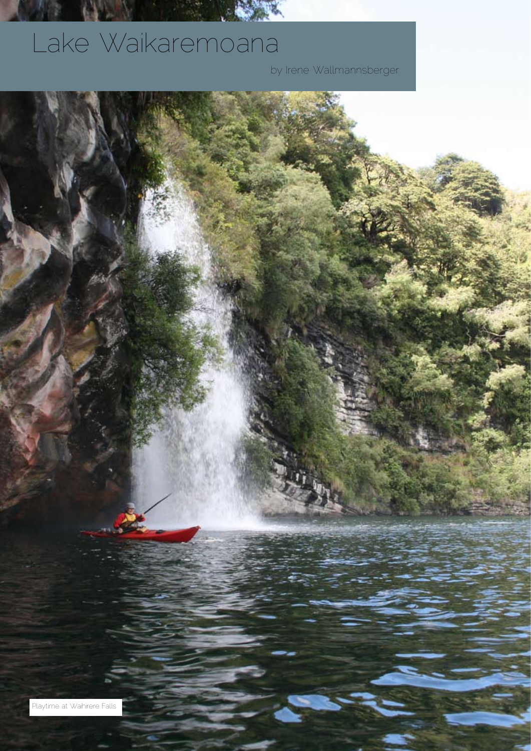# Lake Waikaremoana

by Irene Wallmannsberger

Playtime at Waihirere Falls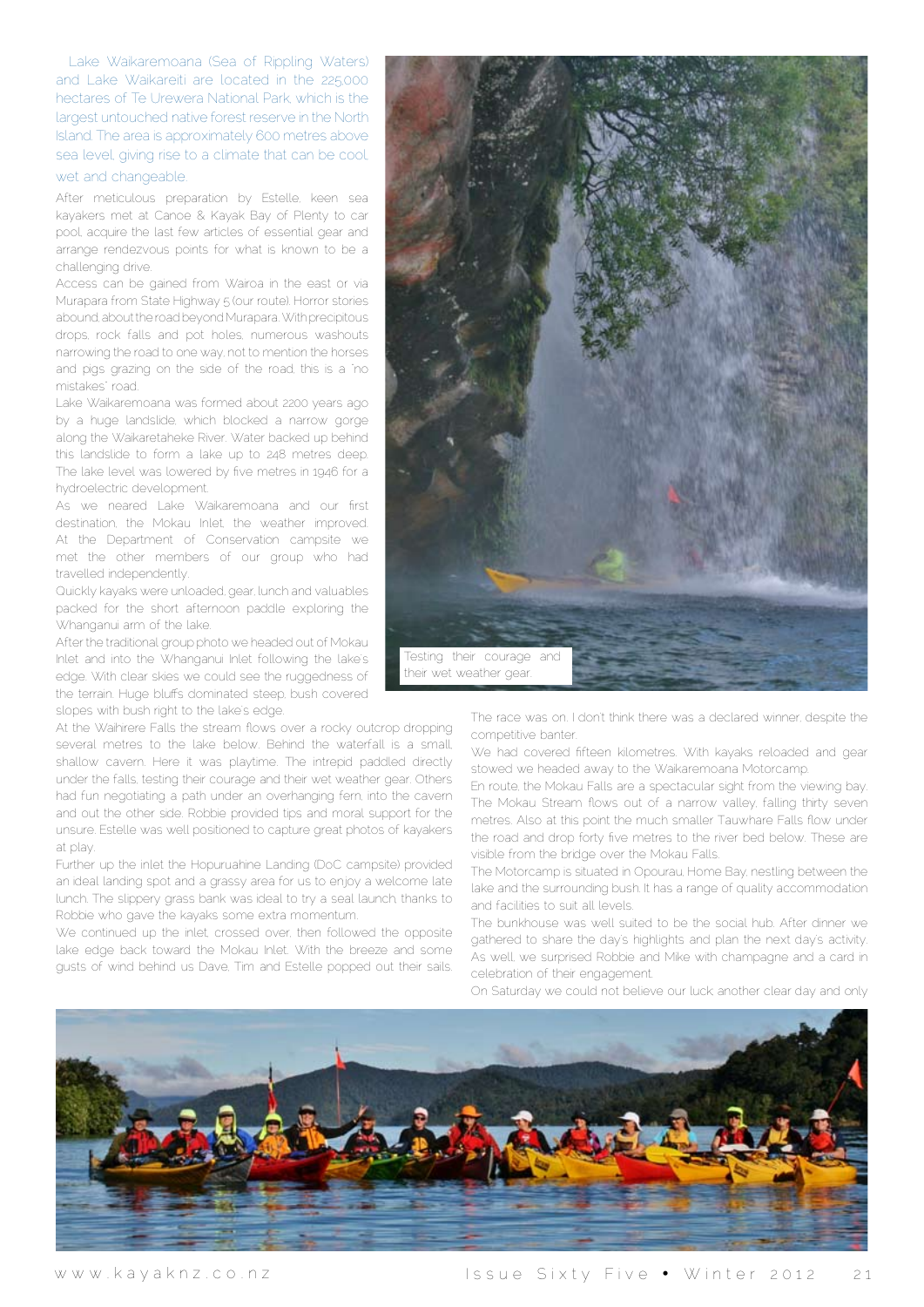Lake Waikaremoana (Sea of Rippling Waters) and Lake Waikareiti are located in the 225,000 hectares of Te Urewera National Park, which is the largest untouched native forest reserve in the North Island. The area is approximately 600 metres above sea level, giving rise to a climate that can be cool, wet and changeable.

After meticulous preparation by Estelle, keen sea kayakers met at Canoe & Kayak Bay of Plenty to car pool, acquire the last few articles of essential gear and arrange rendezvous points for what is known to be a challenging drive.

Access can be gained from Wairoa in the east or via Murapara from State Highway 5 (our route). Horror stories abound, about the road beyond Murapara. With precipitous drops, rock falls and pot holes, numerous washouts narrowing the road to one way, not to mention the horses and pigs grazing on the side of the road, this is a 'no mistakes' road.

Lake Waikaremoana was formed about 2200 years ago by a huge landslide, which blocked a narrow gorge along the Waikaretaheke River. Water backed up behind this landslide to form a lake up to 248 metres deep. The lake level was lowered by five metres in 1946 for a hydroelectric development.

As we neared Lake Waikaremoana and our first destination, the Mokau Inlet, the weather improved. At the Department of Conservation campsite we met the other members of our group who had travelled independently.

Quickly kayaks were unloaded, gear, lunch and valuables packed for the short afternoon paddle exploring the Whanganui arm of the lake.

After the traditional group photo we headed out of Mokau Inlet and into the Whanganui Inlet following the lake's edge. With clear skies we could see the ruggedness of the terrain. Huge bluffs dominated steep, bush covered slopes with bush right to the lake's edge.

At the Waihirere Falls the stream flows over a rocky outcrop dropping several metres to the lake below. Behind the waterfall is a small, shallow cavern. Here it was playtime. The intrepid paddled directly under the falls, testing their courage and their wet weather gear. Others had fun negotiating a path under an overhanging fern, into the cavern and out the other side. Robbie provided tips and moral support for the unsure. Estelle was well positioned to capture great photos of kayakers at play.

Further up the inlet the Hopuruahine Landing (DoC campsite) provided an ideal landing spot and a grassy area for us to enjoy a welcome late lunch. The slippery grass bank was ideal to try a seal launch, thanks to Robbie who gave the kayaks some extra momentum.

We continued up the inlet, crossed over, then followed the opposite lake edge back toward the Mokau Inlet. With the breeze and some gusts of wind behind us Dave, Tim and Estelle popped out their sails.

Testing their courage and their wet weather gear.

The race was on. I don't think there was a declared winner, despite the competitive banter.

We had covered fifteen kilometres. With kayaks reloaded and gear stowed we headed away to the Waikaremoana Motorcamp.

En route, the Mokau Falls are a spectacular sight from the viewing bay. The Mokau Stream flows out of a narrow valley, falling thirty seven metres. Also at this point the much smaller Tauwhare Falls flow under the road and drop forty five metres to the river bed below. These are visible from the bridge over the Mokau Falls.

The Motorcamp is situated in Opourau, Home Bay, nestling between the lake and the surrounding bush. It has a range of quality accommodation and facilities to suit all levels.

The bunkhouse was well suited to be the social hub. After dinner we gathered to share the day's highlights and plan the next day's activity. As well, we surprised Robbie and Mike with champagne and a card in celebration of their engagement.

On Saturday we could not believe our luck: another clear day and only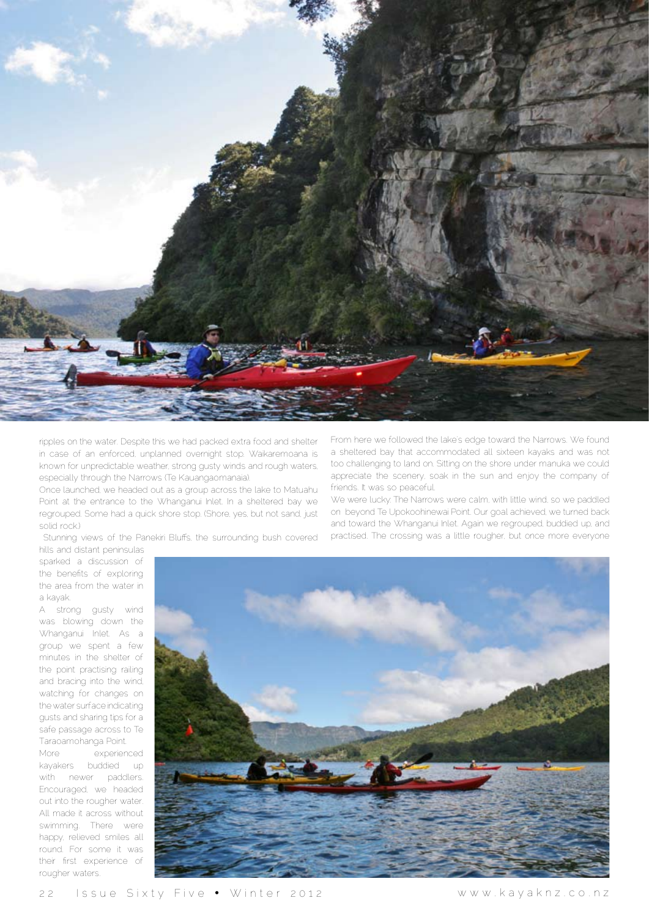ripples on the water. Despite this we had packed extra food and shelter in case of an enforced, unplanned overnight stop. Waikaremoana is known for unpredictable weather, strong gusty winds and rough waters, especially through the Narrows (Te Kauangaomanaia).

Once launched, we headed out as a group across the lake to Matuahu Point at the entrance to the Whanganui Inlet. In a sheltered bay we regrouped. Some had a quick shore stop. (Shore, yes, but not sand, just solid rock.)

Stunning views of the Panekiri Bluffs, the surrounding bush covered hills and distant peninsulas sparked a discussion of the benefits of exploring the area from the water in a kayak.

A strong gusty wind was blowing down the Whanganui Inlet. As a group we spent a few minutes in the shelter of the point practising railing and bracing into the wind, watching for changes on the water surface indicating gusts and sharing tips for a safe passage across to Te Taraoamohanga Point.

More experienced kayakers buddied up with newer paddlers. Encouraged, we headed out into the rougher water. All made it across without swimming. There were happy, relieved smiles all round. For some it was their first experience of rougher waters.

From here we followed the lake's edge toward the Narrows. We found a sheltered bay that accommodated all sixteen kayaks and was not too challenging to land on. Sitting on the shore under manuka we could appreciate the scenery, soak in the sun and enjoy the company of friends. It was so peaceful.

We were lucky. The Narrows were calm, with little wind, so we paddled on beyond Te Upokoohinewai Point. Our goal achieved, we turned back and toward the Whanganui Inlet. Again we regrouped, buddied up, and practised. The crossing was a little rougher, but once more everyone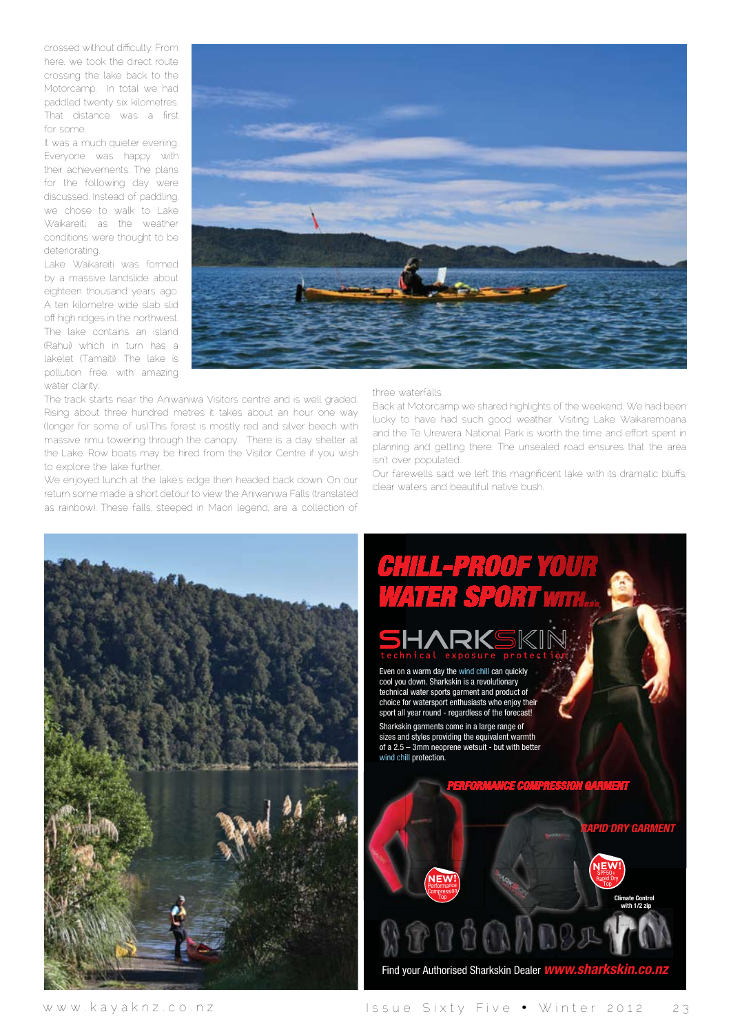crossed without difficulty. From here, we took the direct route crossing the lake back to the Motorcamp. In total we had paddled twenty six kilometres. That distance was a first for some.

It was a much quieter evening. Everyone was happy with their achievements. The plans for the following day were discussed. Instead of paddling, we chose to walk to Lake Waikareiti as the weather conditions were thought to be deteriorating.

Lake Waikareiti was formed by a massive landslide about eighteen thousand years ago. A ten kilometre wide slab slid off high ridges in the northwest. The lake contains an island (Rahui) which in turn has a lakelet (Tamaiti). The lake is pollution free, with amazing water clarity.

The track starts near the Aniwaniwa Visitors centre and is well graded. Rising about three hundred metres it takes about an hour one way (longer for some of us).This forest is mostly red and silver beech with massive rimu towering through the canopy. There is a day shelter at the Lake. Row boats may be hired from the Visitor Centre if you wish to explore the lake further.

We enjoyed lunch at the lake's edge then headed back down. On our return some made a short detour to view the Aniwaniwa Falls (translated as rainbow). These falls, steeped in Maori legend, are a collection of three waterfalls.

Back at Motorcamp we shared highlights of the weekend. We had been lucky to have had such good weather. Visiting Lake Waikaremoana and the Te Urewera National Park is worth the time and effort spent in planning and getting there. The unsealed road ensures that the area isn't over populated.

Our farewells said; we left this magnificent lake with its dramatic bluffs, clear waters and beautiful native bush.

# CHILL-PROOF YOUR WATER SPORT WITH...

## SHARKSKIN
technical exposure protection

Even on a warm day the wind chill can quickly cool you down. Sharkskin is a revolutionary technical water sports garment and product of choice for watersport enthusiasts who enjoy their sport all year round - regardless of the forecast!

Sharkskin garments come in a large range of sizes and styles providing the equivalent warmth of a 2.5 – 3mm neoprene wetsuit - but with better wind chill protection.

PERFORMANCE COMPRESSION GARMENT

RAPID DRY GARMENT

NEW! Performance Compression Top

NEW! SPF50+ Rapid Dry Top

Climate Control with 1/2 zip

Find your Authorised Sharkskin Dealer **www.sharkskin.co.nz**